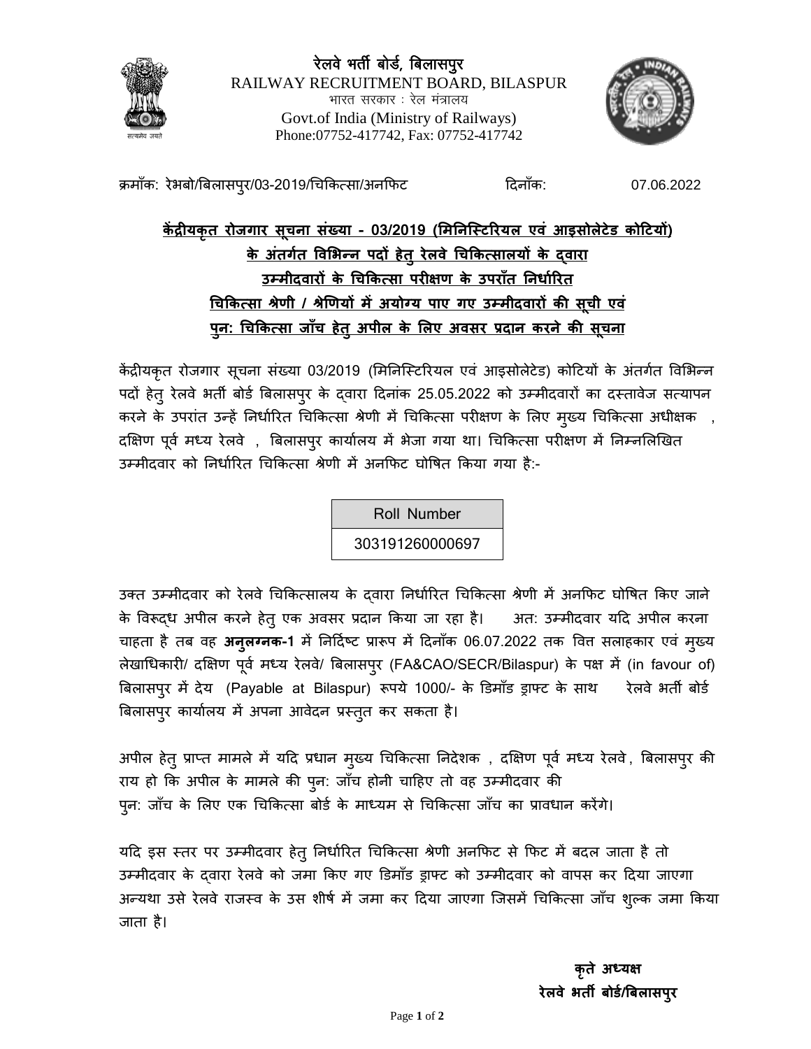**रेलवे भर्ती बोर्ड, बिलासपुर**
RAILWAY RECRUITMENT BOARD, BILASPUR
भारत सरकार : रेल मंत्रालय
Govt.of India (Ministry of Railways)
Phone:07752-417742, Fax: 07752-417742

क्रमाँक: रेभबो/बिलासपुर/03-2019/चिकित्सा/अनफिट दिनाँक: 07.06.2022

## केंद्रीयकृत रोजगार सूचना संख्या - 03/2019 (मिनिस्टिरियल एवं आइसोलेटेड कोटियों) के अंतर्गत विभिन्न पदों हेतु रेलवे चिकित्सालयों के द्वारा उम्मीदवारों के चिकित्सा परीक्षण के उपराँत निर्धारित चिकित्सा श्रेणी / श्रेणियों में अयोग्य पाए गए उम्मीदवारों की सूची एवं पुन: चिकित्सा जाँच हेतु अपील के लिए अवसर प्रदान करने की सूचना

केंद्रीयकृत रोजगार सूचना संख्या 03/2019 (मिनिस्टिरियल एवं आइसोलेटेड) कोटियों के अंतर्गत विभिन्न पदों हेतु रेलवे भर्ती बोर्ड बिलासपुर के द्वारा दिनांक 25.05.2022 को उम्मीदवारों का दस्तावेज सत्यापन करने के उपरांत उन्हें निर्धारित चिकित्सा श्रेणी में चिकित्सा परीक्षण के लिए मुख्य चिकित्सा अधीक्षक , दक्षिण पूर्व मध्य रेलवे , बिलासपुर कार्यालय में भेजा गया था। चिकित्सा परीक्षण में निम्नलिखित उम्मीदवार को निर्धारित चिकित्सा श्रेणी में अनफिट घोषित किया गया है:-

| Roll Number |
| --- |
| 303191260000697 |

उक्त उम्मीदवार को रेलवे चिकित्सालय के द्वारा निर्धारित चिकित्सा श्रेणी में अनफिट घोषित किए जाने के विरूद्ध अपील करने हेतु एक अवसर प्रदान किया जा रहा है। अत: उम्मीदवार यदि अपील करना चाहता है तब वह **अनुलग्नक-1** में निर्दिष्ट प्रारूप में दिनाँक 06.07.2022 तक वित्त सलाहकार एवं मुख्य लेखाधिकारी/ दक्षिण पूर्व मध्य रेलवे/ बिलासपुर (FA&CAO/SECR/Bilaspur) के पक्ष में (in favour of) बिलासपुर में देय (Payable at Bilaspur) रूपये 1000/- के डिमाँड ड्राफ्ट के साथ रेलवे भर्ती बोर्ड बिलासपुर कार्यालय में अपना आवेदन प्रस्तुत कर सकता है।

अपील हेतु प्राप्त मामले में यदि प्रधान मुख्य चिकित्सा निदेशक , दक्षिण पूर्व मध्य रेलवे , बिलासपुर की राय हो कि अपील के मामले की पुन: जाँच होनी चाहिए तो वह उम्मीदवार की पुन: जाँच के लिए एक चिकित्सा बोर्ड के माध्यम से चिकित्सा जाँच का प्रावधान करेंगे।

यदि इस स्तर पर उम्मीदवार हेतु निर्धारित चिकित्सा श्रेणी अनफिट से फिट में बदल जाता है तो उम्मीदवार के द्वारा रेलवे को जमा किए गए डिमाँड ड्राफ्ट को उम्मीदवार को वापस कर दिया जाएगा अन्यथा उसे रेलवे राजस्व के उस शीर्ष में जमा कर दिया जाएगा जिसमें चिकित्सा जाँच शुल्क जमा किया जाता है।

**कृते अध्यक्ष**
**रेलवे भर्ती बोर्ड/बिलासपुर**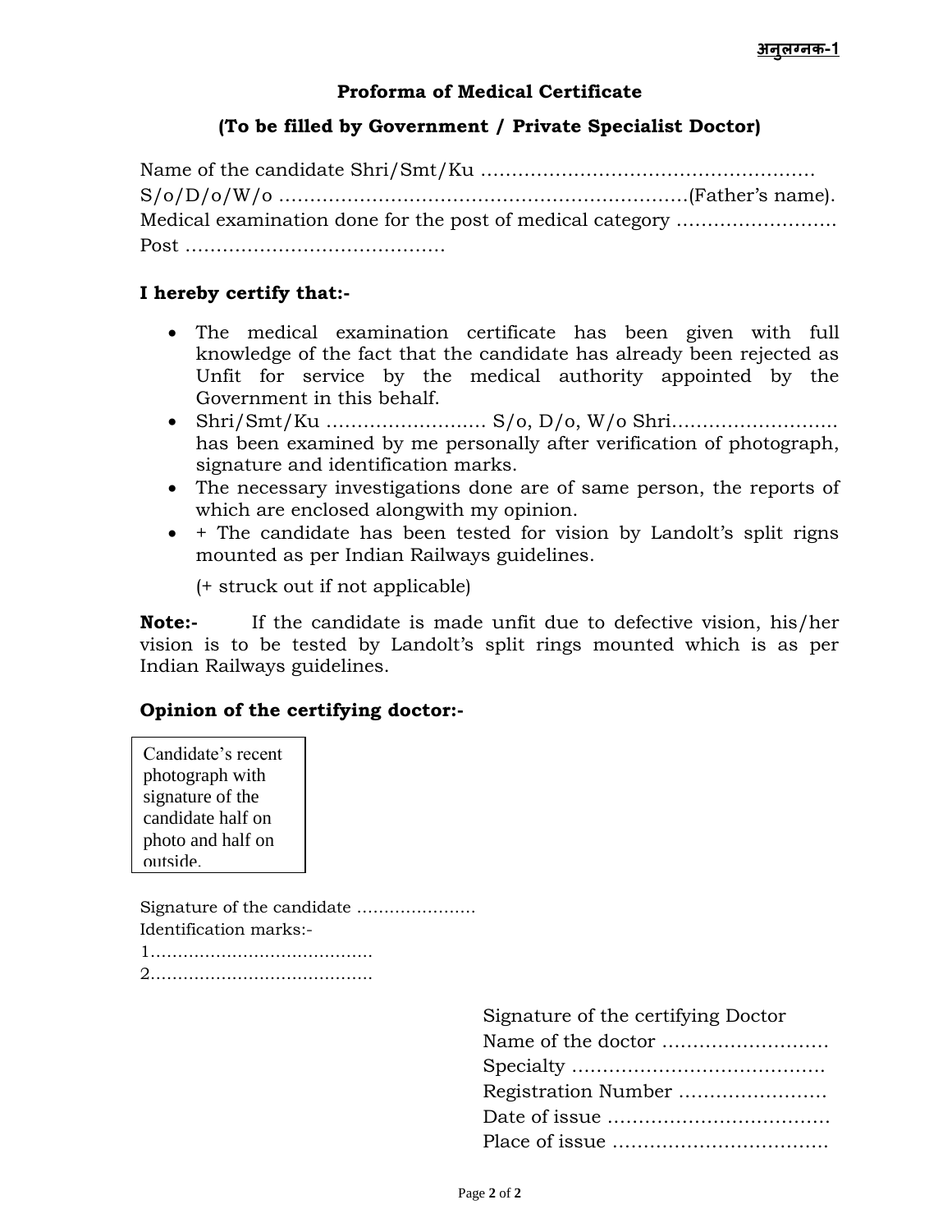**अनुलग्नक-1**

## Proforma of Medical Certificate

### (To be filled by Government / Private Specialist Doctor)

Name of the candidate Shri/Smt/Ku ………………………………………………
S/o/D/o/W/o ………………………………………………………….(Father's name).
Medical examination done for the post of medical category …………………….
Post ……………………………………

**I hereby certify that:-**

- The medical examination certificate has been given with full knowledge of the fact that the candidate has already been rejected as Unfit for service by the medical authority appointed by the Government in this behalf.
- Shri/Smt/Ku …………………….. S/o, D/o, W/o Shri…………………….. has been examined by me personally after verification of photograph, signature and identification marks.
- The necessary investigations done are of same person, the reports of which are enclosed alongwith my opinion.
- \+ The candidate has been tested for vision by Landolt's split rigns mounted as per Indian Railways guidelines.

  (+ struck out if not applicable)

**Note:-** If the candidate is made unfit due to defective vision, his/her vision is to be tested by Landolt's split rings mounted which is as per Indian Railways guidelines.

**Opinion of the certifying doctor:-**

Candidate's recent photograph with signature of the candidate half on photo and half on outside.

Signature of the candidate …………………
Identification marks:-
1……………………………………
2……………………………………

Signature of the certifying Doctor
Name of the doctor ………………………
Specialty ……………………………………
Registration Number ……………………
Date of issue ………………………………
Place of issue ………………………………